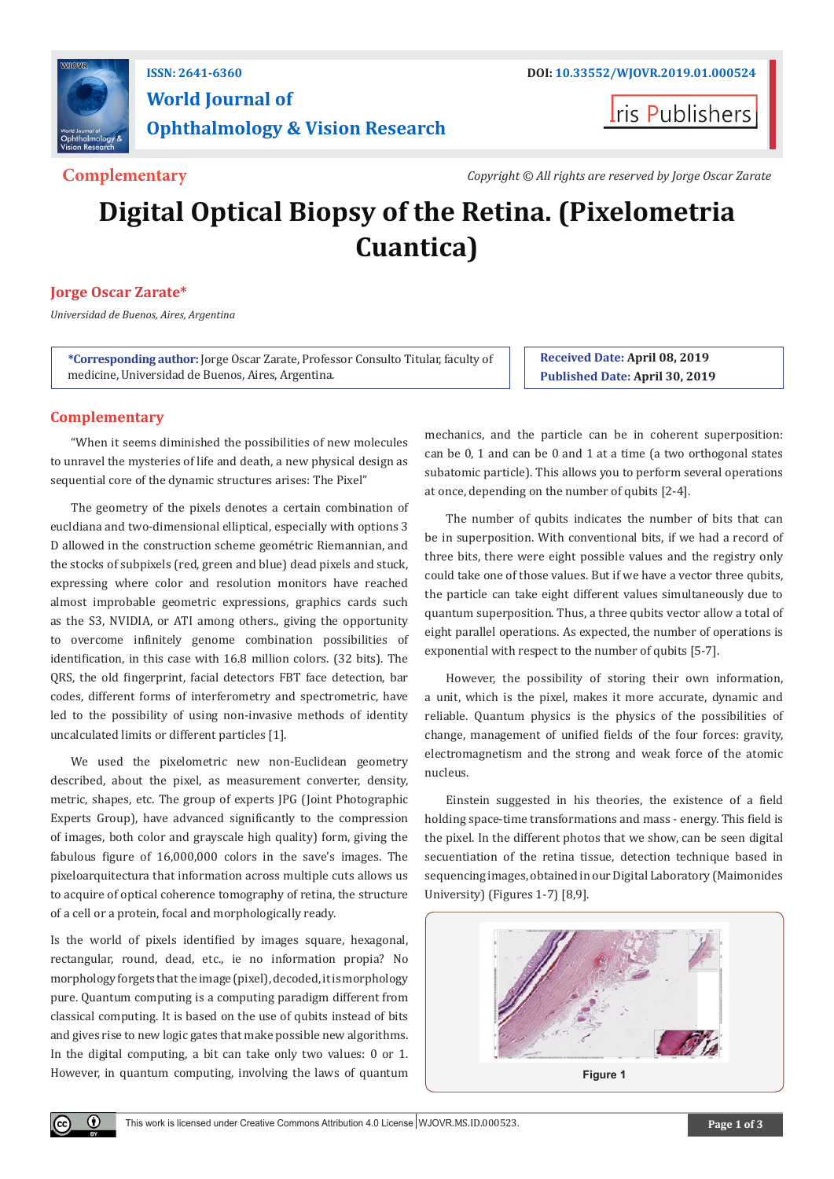Complementary

# Digital Optical Biopsy of the Retina. (Pixelometria Cuantica)

**Jorge Oscar Zarate***

*Universidad de Buenos, Aires, Argentina*

**\*Corresponding author:** Jorge Oscar Zarate, Professor Consulto Titular, faculty of medicine, Universidad de Buenos, Aires, Argentina.

**Received Date:** April 08, 2019

**Published Date:** April 30, 2019

## Complementary

"When it seems diminished the possibilities of new molecules to unravel the mysteries of life and death, a new physical design as sequential core of the dynamic structures arises: The Pixel"

The geometry of the pixels denotes a certain combination of eucldiana and two-dimensional elliptical, especially with options 3 D allowed in the construction scheme geométric Riemannian, and the stocks of subpixels (red, green and blue) dead pixels and stuck, expressing where color and resolution monitors have reached almost improbable geometric expressions, graphics cards such as the S3, NVIDIA, or ATI among others., giving the opportunity to overcome infinitely genome combination possibilities of identification, in this case with 16.8 million colors. (32 bits). The QRS, the old fingerprint, facial detectors FBT face detection, bar codes, different forms of interferometry and spectrometric, have led to the possibility of using non-invasive methods of identity uncalculated limits or different particles [1].

We used the pixelometric new non-Euclidean geometry described, about the pixel, as measurement converter, density, metric, shapes, etc. The group of experts JPG (Joint Photographic Experts Group), have advanced significantly to the compression of images, both color and grayscale high quality) form, giving the fabulous figure of 16,000,000 colors in the save's images. The pixeloarquitectura that information across multiple cuts allows us to acquire of optical coherence tomography of retina, the structure of a cell or a protein, focal and morphologically ready.

Is the world of pixels identified by images square, hexagonal, rectangular, round, dead, etc., ie no information propia? No morphology forgets that the image (pixel), decoded, it is morphology pure. Quantum computing is a computing paradigm different from classical computing. It is based on the use of qubits instead of bits and gives rise to new logic gates that make possible new algorithms. In the digital computing, a bit can take only two values: 0 or 1. However, in quantum computing, involving the laws of quantum mechanics, and the particle can be in coherent superposition: can be 0, 1 and can be 0 and 1 at a time (a two orthogonal states subatomic particle). This allows you to perform several operations at once, depending on the number of qubits [2-4].

The number of qubits indicates the number of bits that can be in superposition. With conventional bits, if we had a record of three bits, there were eight possible values and the registry only could take one of those values. But if we have a vector three qubits, the particle can take eight different values simultaneously due to quantum superposition. Thus, a three qubits vector allow a total of eight parallel operations. As expected, the number of operations is exponential with respect to the number of qubits [5-7].

However, the possibility of storing their own information, a unit, which is the pixel, makes it more accurate, dynamic and reliable. Quantum physics is the physics of the possibilities of change, management of unified fields of the four forces: gravity, electromagnetism and the strong and weak force of the atomic nucleus.

Einstein suggested in his theories, the existence of a field holding space-time transformations and mass - energy. This field is the pixel. In the different photos that we show, can be seen digital secuentiation of the retina tissue, detection technique based in sequencing images, obtained in our Digital Laboratory (Maimonides University) (Figures 1-7) [8,9].

Figure 1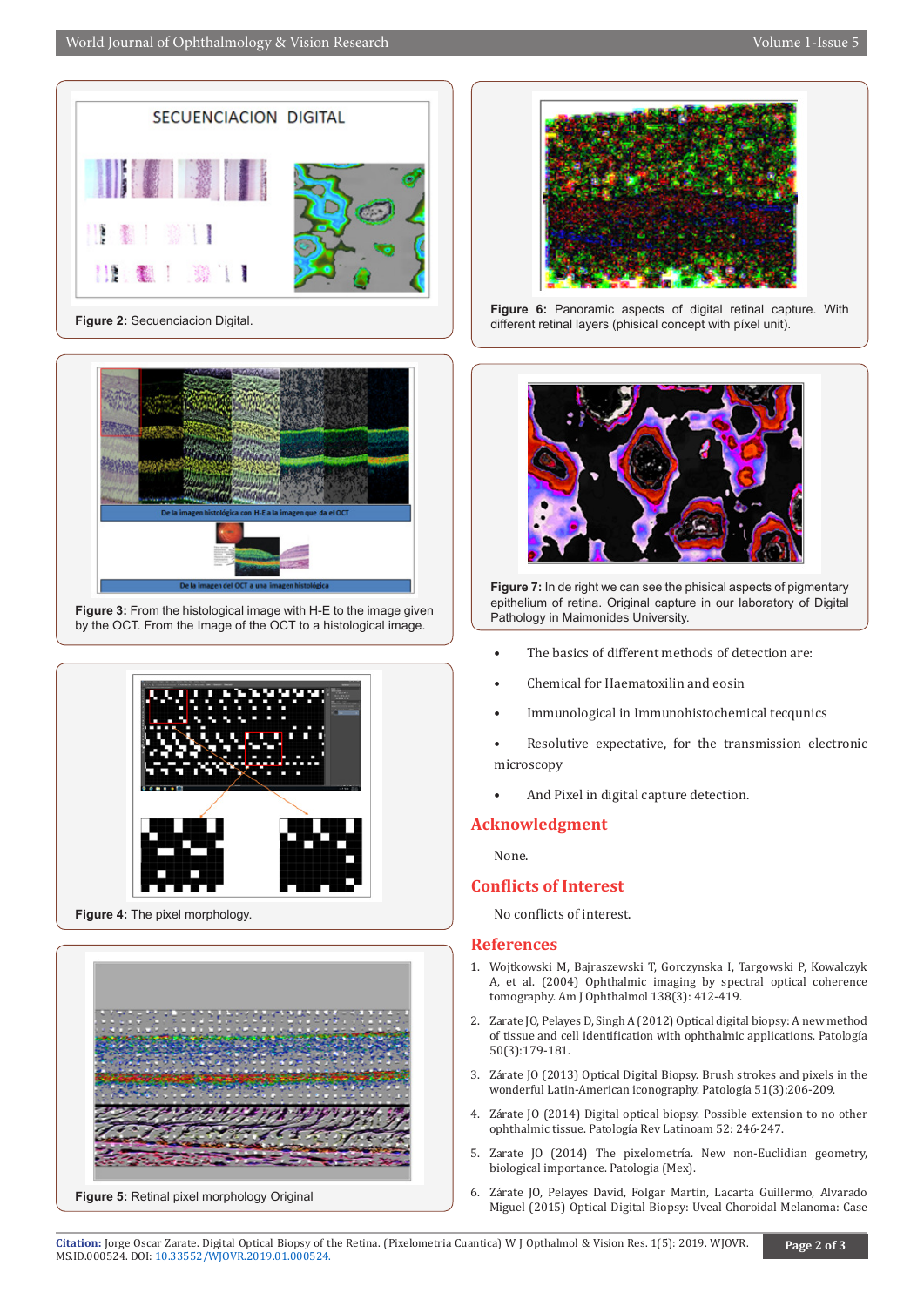Figure 2: Secuenciacion Digital.

Figure 3: From the histological image with H-E to the image given by the OCT. From the Image of the OCT to a histological image.

Figure 4: The pixel morphology.

Figure 5: Retinal pixel morphology Original

Figure 6: Panoramic aspects of digital retinal capture. With different retinal layers (phisical concept with píxel unit).

Figure 7: In de right we can see the phisical aspects of pigmentary epithelium of retina. Original capture in our laboratory of Digital Pathology in Maimonides University.

- The basics of different methods of detection are:
- Chemical for Haematoxilin and eosin
- Immunological in Immunohistochemical tecqunics
- Resolutive expectative, for the transmission electronic microscopy
- And Pixel in digital capture detection.

## Acknowledgment

None.

## Conflicts of Interest

No conflicts of interest.

## References

1. Wojtkowski M, Bajraszewski T, Gorczynska I, Targowski P, Kowalczyk A, et al. (2004) Ophthalmic imaging by spectral optical coherence tomography. Am J Ophthalmol 138(3): 412-419.
2. Zarate JO, Pelayes D, Singh A (2012) Optical digital biopsy: A new method of tissue and cell identification with ophthalmic applications. Patología 50(3):179-181.
3. Zárate JO (2013) Optical Digital Biopsy. Brush strokes and pixels in the wonderful Latin-American iconography. Patología 51(3):206-209.
4. Zárate JO (2014) Digital optical biopsy. Possible extension to no other ophthalmic tissue. Patología Rev Latinoam 52: 246-247.
5. Zarate JO (2014) The pixelometría. New non-Euclidian geometry, biological importance. Patologia (Mex).
6. Zárate JO, Pelayes David, Folgar Martín, Lacarta Guillermo, Alvarado Miguel (2015) Optical Digital Biopsy: Uveal Choroidal Melanoma: Case

**Citation:** Jorge Oscar Zarate. Digital Optical Biopsy of the Retina. (Pixelometria Cuantica) W J Opthalmol & Vision Res. 1(5): 2019. WJOVR.MS.ID.000524. DOI: 10.33552/WJOVR.2019.01.000524.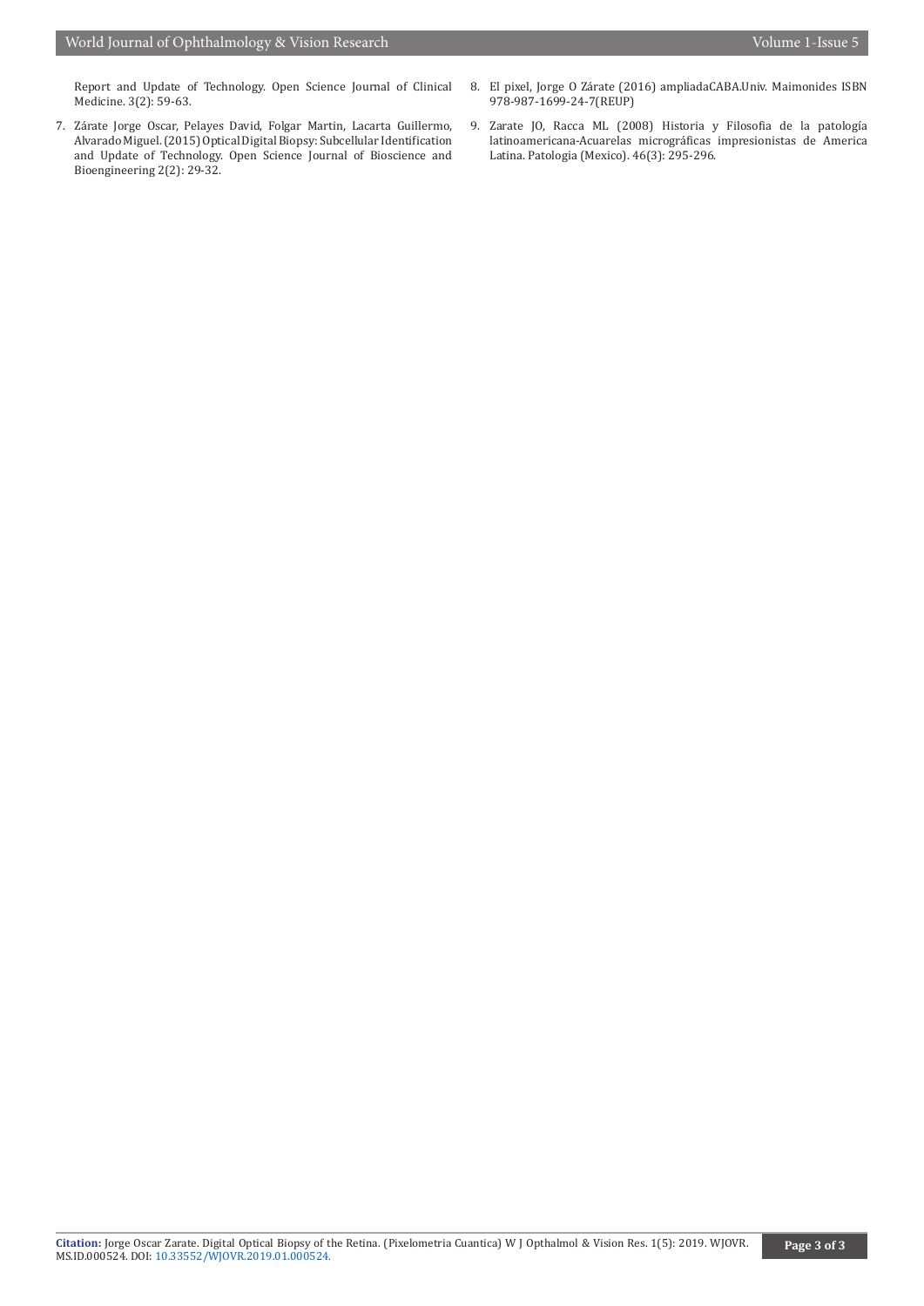Report and Update of Technology. Open Science Journal of Clinical Medicine. 3(2): 59-63.

7. Zárate Jorge Oscar, Pelayes David, Folgar Martin, Lacarta Guillermo, Alvarado Miguel. (2015) Optical Digital Biopsy: Subcellular Identification and Update of Technology. Open Science Journal of Bioscience and Bioengineering 2(2): 29-32.

8. El pixel, Jorge O Zárate (2016) ampliadaCABA.Univ. Maimonides ISBN 978-987-1699-24-7(REUP)

9. Zarate JO, Racca ML (2008) Historia y Filosofia de la patología latinoamericana-Acuarelas micrográficas impresionistas de America Latina. Patologia (Mexico). 46(3): 295-296.

**Citation:** Jorge Oscar Zarate. Digital Optical Biopsy of the Retina. (Pixelometria Cuantica) W J Opthalmol & Vision Res. 1(5): 2019. WJOVR. MS.ID.000524. DOI: 10.33552/WJOVR.2019.01.000524.